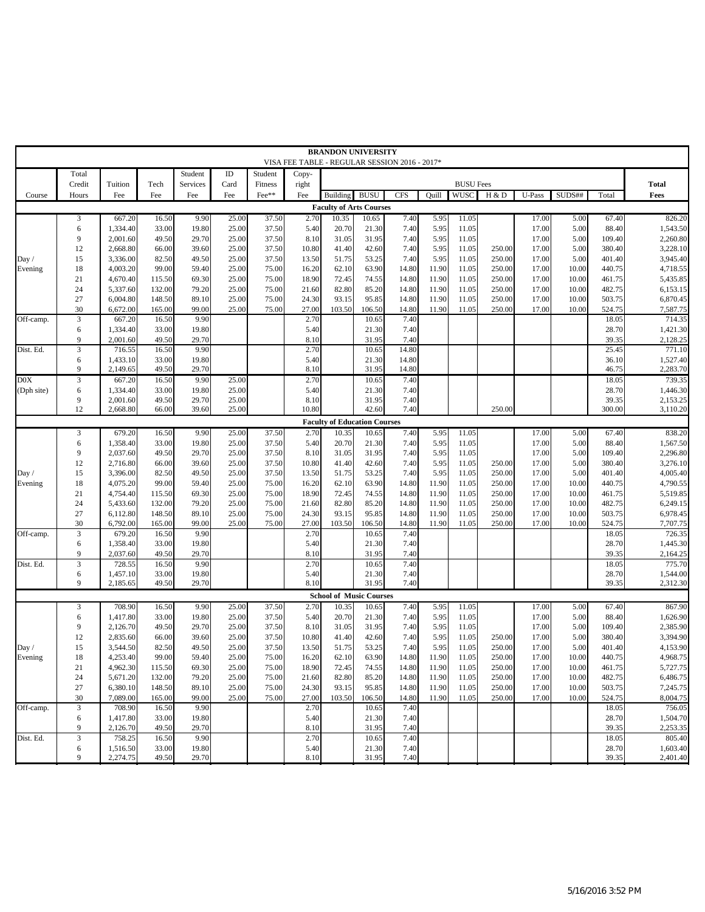**BRANDON UNIVERSITY**

VISA FEE TABLE - REGULAR SESSION 2016 - 2017*

| Course | Total Credit Hours | Tuition Fee | Tech Fee | Student Services Fee | ID Card Fee | Student Fitness Fee** | Copy-right Fee | BUSU Fees | | | | | | | | | | Total Fees |
|---|---|---|---|---|---|---|---|---|---|---|---|---|---|---|---|---|---|---|
| | | | | | | | | Building | BUSU | CFS | Quill | WUSC | H & D | U-Pass | SUDS## | Total | | |
| **Faculty of Arts Courses** | | | | | | | | | | | | | | | | | | |
| Day / Evening | 3 | 667.20 | 16.50 | 9.90 | 25.00 | 37.50 | 2.70 | 10.35 | 10.65 | 7.40 | 5.95 | 11.05 | | 17.00 | 5.00 | 67.40 | | 826.20 |
| | 6 | 1,334.40 | 33.00 | 19.80 | 25.00 | 37.50 | 5.40 | 20.70 | 21.30 | 7.40 | 5.95 | 11.05 | | 17.00 | 5.00 | 88.40 | | 1,543.50 |
| | 9 | 2,001.60 | 49.50 | 29.70 | 25.00 | 37.50 | 8.10 | 31.05 | 31.95 | 7.40 | 5.95 | 11.05 | | 17.00 | 5.00 | 109.40 | | 2,260.80 |
| | 12 | 2,668.80 | 66.00 | 39.60 | 25.00 | 37.50 | 10.80 | 41.40 | 42.60 | 7.40 | 5.95 | 11.05 | 250.00 | 17.00 | 5.00 | 380.40 | | 3,228.10 |
| | 15 | 3,336.00 | 82.50 | 49.50 | 25.00 | 37.50 | 13.50 | 51.75 | 53.25 | 7.40 | 5.95 | 11.05 | 250.00 | 17.00 | 5.00 | 401.40 | | 3,945.40 |
| | 18 | 4,003.20 | 99.00 | 59.40 | 25.00 | 75.00 | 16.20 | 62.10 | 63.90 | 14.80 | 11.90 | 11.05 | 250.00 | 17.00 | 10.00 | 440.75 | | 4,718.55 |
| | 21 | 4,670.40 | 115.50 | 69.30 | 25.00 | 75.00 | 18.90 | 72.45 | 74.55 | 14.80 | 11.90 | 11.05 | 250.00 | 17.00 | 10.00 | 461.75 | | 5,435.85 |
| | 24 | 5,337.60 | 132.00 | 79.20 | 25.00 | 75.00 | 21.60 | 82.80 | 85.20 | 14.80 | 11.90 | 11.05 | 250.00 | 17.00 | 10.00 | 482.75 | | 6,153.15 |
| | 27 | 6,004.80 | 148.50 | 89.10 | 25.00 | 75.00 | 24.30 | 93.15 | 95.85 | 14.80 | 11.90 | 11.05 | 250.00 | 17.00 | 10.00 | 503.75 | | 6,870.45 |
| | 30 | 6,672.00 | 165.00 | 99.00 | 25.00 | 75.00 | 27.00 | 103.50 | 106.50 | 14.80 | 11.90 | 11.05 | 250.00 | 17.00 | 10.00 | 524.75 | | 7,587.75 |
| Off-camp. | 3 | 667.20 | 16.50 | 9.90 | | | 2.70 | | 10.65 | 7.40 | | | | | | 18.05 | | 714.35 |
| | 6 | 1,334.40 | 33.00 | 19.80 | | | 5.40 | | 21.30 | 7.40 | | | | | | 28.70 | | 1,421.30 |
| | 9 | 2,001.60 | 49.50 | 29.70 | | | 8.10 | | 31.95 | 7.40 | | | | | | 39.35 | | 2,128.25 |
| Dist. Ed. | 3 | 716.55 | 16.50 | 9.90 | | | 2.70 | | 10.65 | 14.80 | | | | | | 25.45 | | 771.10 |
| | 6 | 1,433.10 | 33.00 | 19.80 | | | 5.40 | | 21.30 | 14.80 | | | | | | 36.10 | | 1,527.40 |
| | 9 | 2,149.65 | 49.50 | 29.70 | | | 8.10 | | 31.95 | 14.80 | | | | | | 46.75 | | 2,283.70 |
| D0X (Dph site) | 3 | 667.20 | 16.50 | 9.90 | 25.00 | | 2.70 | | 10.65 | 7.40 | | | | | | 18.05 | | 739.35 |
| | 6 | 1,334.40 | 33.00 | 19.80 | 25.00 | | 5.40 | | 21.30 | 7.40 | | | | | | 28.70 | | 1,446.30 |
| | 9 | 2,001.60 | 49.50 | 29.70 | 25.00 | | 8.10 | | 31.95 | 7.40 | | | | | | 39.35 | | 2,153.25 |
| | 12 | 2,668.80 | 66.00 | 39.60 | 25.00 | | 10.80 | | 42.60 | 7.40 | | | 250.00 | | | 300.00 | | 3,110.20 |
| **Faculty of Education Courses** | | | | | | | | | | | | | | | | | | |
| Day / Evening | 3 | 679.20 | 16.50 | 9.90 | 25.00 | 37.50 | 2.70 | 10.35 | 10.65 | 7.40 | 5.95 | 11.05 | | 17.00 | 5.00 | 67.40 | | 838.20 |
| | 6 | 1,358.40 | 33.00 | 19.80 | 25.00 | 37.50 | 5.40 | 20.70 | 21.30 | 7.40 | 5.95 | 11.05 | | 17.00 | 5.00 | 88.40 | | 1,567.50 |
| | 9 | 2,037.60 | 49.50 | 29.70 | 25.00 | 37.50 | 8.10 | 31.05 | 31.95 | 7.40 | 5.95 | 11.05 | | 17.00 | 5.00 | 109.40 | | 2,296.80 |
| | 12 | 2,716.80 | 66.00 | 39.60 | 25.00 | 37.50 | 10.80 | 41.40 | 42.60 | 7.40 | 5.95 | 11.05 | 250.00 | 17.00 | 5.00 | 380.40 | | 3,276.10 |
| | 15 | 3,396.00 | 82.50 | 49.50 | 25.00 | 37.50 | 13.50 | 51.75 | 53.25 | 7.40 | 5.95 | 11.05 | 250.00 | 17.00 | 5.00 | 401.40 | | 4,005.40 |
| | 18 | 4,075.20 | 99.00 | 59.40 | 25.00 | 75.00 | 16.20 | 62.10 | 63.90 | 14.80 | 11.90 | 11.05 | 250.00 | 17.00 | 10.00 | 440.75 | | 4,790.55 |
| | 21 | 4,754.40 | 115.50 | 69.30 | 25.00 | 75.00 | 18.90 | 72.45 | 74.55 | 14.80 | 11.90 | 11.05 | 250.00 | 17.00 | 10.00 | 461.75 | | 5,519.85 |
| | 24 | 5,433.60 | 132.00 | 79.20 | 25.00 | 75.00 | 21.60 | 82.80 | 85.20 | 14.80 | 11.90 | 11.05 | 250.00 | 17.00 | 10.00 | 482.75 | | 6,249.15 |
| | 27 | 6,112.80 | 148.50 | 89.10 | 25.00 | 75.00 | 24.30 | 93.15 | 95.85 | 14.80 | 11.90 | 11.05 | 250.00 | 17.00 | 10.00 | 503.75 | | 6,978.45 |
| | 30 | 6,792.00 | 165.00 | 99.00 | 25.00 | 75.00 | 27.00 | 103.50 | 106.50 | 14.80 | 11.90 | 11.05 | 250.00 | 17.00 | 10.00 | 524.75 | | 7,707.75 |
| Off-camp. | 3 | 679.20 | 16.50 | 9.90 | | | 2.70 | | 10.65 | 7.40 | | | | | | 18.05 | | 726.35 |
| | 6 | 1,358.40 | 33.00 | 19.80 | | | 5.40 | | 21.30 | 7.40 | | | | | | 28.70 | | 1,445.30 |
| | 9 | 2,037.60 | 49.50 | 29.70 | | | 8.10 | | 31.95 | 7.40 | | | | | | 39.35 | | 2,164.25 |
| Dist. Ed. | 3 | 728.55 | 16.50 | 9.90 | | | 2.70 | | 10.65 | 7.40 | | | | | | 18.05 | | 775.70 |
| | 6 | 1,457.10 | 33.00 | 19.80 | | | 5.40 | | 21.30 | 7.40 | | | | | | 28.70 | | 1,544.00 |
| | 9 | 2,185.65 | 49.50 | 29.70 | | | 8.10 | | 31.95 | 7.40 | | | | | | 39.35 | | 2,312.30 |
| **School of Music Courses** | | | | | | | | | | | | | | | | | | |
| Day / Evening | 3 | 708.90 | 16.50 | 9.90 | 25.00 | 37.50 | 2.70 | 10.35 | 10.65 | 7.40 | 5.95 | 11.05 | | 17.00 | 5.00 | 67.40 | | 867.90 |
| | 6 | 1,417.80 | 33.00 | 19.80 | 25.00 | 37.50 | 5.40 | 20.70 | 21.30 | 7.40 | 5.95 | 11.05 | | 17.00 | 5.00 | 88.40 | | 1,626.90 |
| | 9 | 2,126.70 | 49.50 | 29.70 | 25.00 | 37.50 | 8.10 | 31.05 | 31.95 | 7.40 | 5.95 | 11.05 | | 17.00 | 5.00 | 109.40 | | 2,385.90 |
| | 12 | 2,835.60 | 66.00 | 39.60 | 25.00 | 37.50 | 10.80 | 41.40 | 42.60 | 7.40 | 5.95 | 11.05 | 250.00 | 17.00 | 5.00 | 380.40 | | 3,394.90 |
| | 15 | 3,544.50 | 82.50 | 49.50 | 25.00 | 37.50 | 13.50 | 51.75 | 53.25 | 7.40 | 5.95 | 11.05 | 250.00 | 17.00 | 5.00 | 401.40 | | 4,153.90 |
| | 18 | 4,253.40 | 99.00 | 59.40 | 25.00 | 75.00 | 16.20 | 62.10 | 63.90 | 14.80 | 11.90 | 11.05 | 250.00 | 17.00 | 10.00 | 440.75 | | 4,968.75 |
| | 21 | 4,962.30 | 115.50 | 69.30 | 25.00 | 75.00 | 18.90 | 72.45 | 74.55 | 14.80 | 11.90 | 11.05 | 250.00 | 17.00 | 10.00 | 461.75 | | 5,727.75 |
| | 24 | 5,671.20 | 132.00 | 79.20 | 25.00 | 75.00 | 21.60 | 82.80 | 85.20 | 14.80 | 11.90 | 11.05 | 250.00 | 17.00 | 10.00 | 482.75 | | 6,486.75 |
| | 27 | 6,380.10 | 148.50 | 89.10 | 25.00 | 75.00 | 24.30 | 93.15 | 95.85 | 14.80 | 11.90 | 11.05 | 250.00 | 17.00 | 10.00 | 503.75 | | 7,245.75 |
| | 30 | 7,089.00 | 165.00 | 99.00 | 25.00 | 75.00 | 27.00 | 103.50 | 106.50 | 14.80 | 11.90 | 11.05 | 250.00 | 17.00 | 10.00 | 524.75 | | 8,004.75 |
| Off-camp. | 3 | 708.90 | 16.50 | 9.90 | | | 2.70 | | 10.65 | 7.40 | | | | | | 18.05 | | 756.05 |
| | 6 | 1,417.80 | 33.00 | 19.80 | | | 5.40 | | 21.30 | 7.40 | | | | | | 28.70 | | 1,504.70 |
| | 9 | 2,126.70 | 49.50 | 29.70 | | | 8.10 | | 31.95 | 7.40 | | | | | | 39.35 | | 2,253.35 |
| Dist. Ed. | 3 | 758.25 | 16.50 | 9.90 | | | 2.70 | | 10.65 | 7.40 | | | | | | 18.05 | | 805.40 |
| | 6 | 1,516.50 | 33.00 | 19.80 | | | 5.40 | | 21.30 | 7.40 | | | | | | 28.70 | | 1,603.40 |
| | 9 | 2,274.75 | 49.50 | 29.70 | | | 8.10 | | 31.95 | 7.40 | | | | | | 39.35 | | 2,401.40 |

5/16/2016 3:52 PM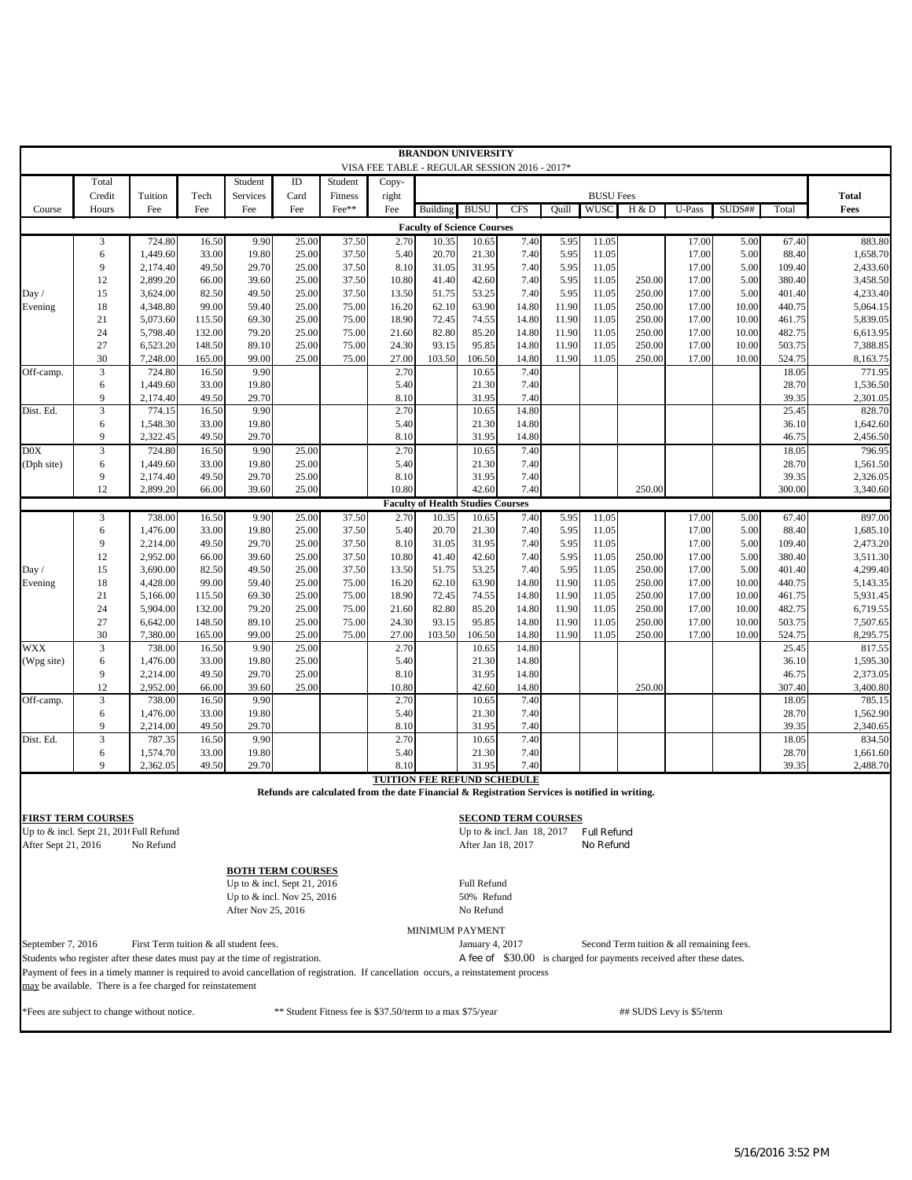# BRANDON UNIVERSITY

## VISA FEE TABLE - REGULAR SESSION 2016 - 2017*

| Course | Total Credit Hours | Tuition Fee | Tech Fee | Student Services Fee | ID Card Fee | Student Fitness Fee** | Copy-right Fee | BUSU Fees | | | | | | | | | Total Fees |
|---|---|---|---|---|---|---|---|---|---|---|---|---|---|---|---|---|---|
| | | | | | | | | Building | BUSU | CFS | Quill | WUSC | H & D | U-Pass | SUDS## | Total | |
| **Faculty of Science Courses** | | | | | | | | | | | | | | | | | |
| Day / Evening | 3 | 724.80 | 16.50 | 9.90 | 25.00 | 37.50 | 2.70 | 10.35 | 10.65 | 7.40 | 5.95 | 11.05 | | 17.00 | 5.00 | 67.40 | 883.80 |
| | 6 | 1,449.60 | 33.00 | 19.80 | 25.00 | 37.50 | 5.40 | 20.70 | 21.30 | 7.40 | 5.95 | 11.05 | | 17.00 | 5.00 | 88.40 | 1,658.70 |
| | 9 | 2,174.40 | 49.50 | 29.70 | 25.00 | 37.50 | 8.10 | 31.05 | 31.95 | 7.40 | 5.95 | 11.05 | | 17.00 | 5.00 | 109.40 | 2,433.60 |
| | 12 | 2,899.20 | 66.00 | 39.60 | 25.00 | 37.50 | 10.80 | 41.40 | 42.60 | 7.40 | 5.95 | 11.05 | 250.00 | 17.00 | 5.00 | 380.40 | 3,458.50 |
| | 15 | 3,624.00 | 82.50 | 49.50 | 25.00 | 37.50 | 13.50 | 51.75 | 53.25 | 7.40 | 5.95 | 11.05 | 250.00 | 17.00 | 5.00 | 401.40 | 4,233.40 |
| | 18 | 4,348.80 | 99.00 | 59.40 | 25.00 | 75.00 | 16.20 | 62.10 | 63.90 | 14.80 | 11.90 | 11.05 | 250.00 | 17.00 | 10.00 | 440.75 | 5,064.15 |
| | 21 | 5,073.60 | 115.50 | 69.30 | 25.00 | 75.00 | 18.90 | 72.45 | 74.55 | 14.80 | 11.90 | 11.05 | 250.00 | 17.00 | 10.00 | 461.75 | 5,839.05 |
| | 24 | 5,798.40 | 132.00 | 79.20 | 25.00 | 75.00 | 21.60 | 82.80 | 85.20 | 14.80 | 11.90 | 11.05 | 250.00 | 17.00 | 10.00 | 482.75 | 6,613.95 |
| | 27 | 6,523.20 | 148.50 | 89.10 | 25.00 | 75.00 | 24.30 | 93.15 | 95.85 | 14.80 | 11.90 | 11.05 | 250.00 | 17.00 | 10.00 | 503.75 | 7,388.85 |
| | 30 | 7,248.00 | 165.00 | 99.00 | 25.00 | 75.00 | 27.00 | 103.50 | 106.50 | 14.80 | 11.90 | 11.05 | 250.00 | 17.00 | 10.00 | 524.75 | 8,163.75 |
| Off-camp. | 3 | 724.80 | 16.50 | 9.90 | | | 2.70 | | 10.65 | 7.40 | | | | | | 18.05 | 771.95 |
| | 6 | 1,449.60 | 33.00 | 19.80 | | | 5.40 | | 21.30 | 7.40 | | | | | | 28.70 | 1,536.50 |
| | 9 | 2,174.40 | 49.50 | 29.70 | | | 8.10 | | 31.95 | 7.40 | | | | | | 39.35 | 2,301.05 |
| Dist. Ed. | 3 | 774.15 | 16.50 | 9.90 | | | 2.70 | | 10.65 | 14.80 | | | | | | 25.45 | 828.70 |
| | 6 | 1,548.30 | 33.00 | 19.80 | | | 5.40 | | 21.30 | 14.80 | | | | | | 36.10 | 1,642.60 |
| | 9 | 2,322.45 | 49.50 | 29.70 | | | 8.10 | | 31.95 | 14.80 | | | | | | 46.75 | 2,456.50 |
| D0X (Dph site) | 3 | 724.80 | 16.50 | 9.90 | 25.00 | | 2.70 | | 10.65 | 7.40 | | | | | | 18.05 | 796.95 |
| | 6 | 1,449.60 | 33.00 | 19.80 | 25.00 | | 5.40 | | 21.30 | 7.40 | | | | | | 28.70 | 1,561.50 |
| | 9 | 2,174.40 | 49.50 | 29.70 | 25.00 | | 8.10 | | 31.95 | 7.40 | | | | | | 39.35 | 2,326.05 |
| | 12 | 2,899.20 | 66.00 | 39.60 | 25.00 | | 10.80 | | 42.60 | 7.40 | | | 250.00 | | | 300.00 | 3,340.60 |
| **Faculty of Health Studies Courses** | | | | | | | | | | | | | | | | | |
| Day / Evening | 3 | 738.00 | 16.50 | 9.90 | 25.00 | 37.50 | 2.70 | 10.35 | 10.65 | 7.40 | 5.95 | 11.05 | | 17.00 | 5.00 | 67.40 | 897.00 |
| | 6 | 1,476.00 | 33.00 | 19.80 | 25.00 | 37.50 | 5.40 | 20.70 | 21.30 | 7.40 | 5.95 | 11.05 | | 17.00 | 5.00 | 88.40 | 1,685.10 |
| | 9 | 2,214.00 | 49.50 | 29.70 | 25.00 | 37.50 | 8.10 | 31.05 | 31.95 | 7.40 | 5.95 | 11.05 | | 17.00 | 5.00 | 109.40 | 2,473.20 |
| | 12 | 2,952.00 | 66.00 | 39.60 | 25.00 | 37.50 | 10.80 | 41.40 | 42.60 | 7.40 | 5.95 | 11.05 | 250.00 | 17.00 | 5.00 | 380.40 | 3,511.30 |
| | 15 | 3,690.00 | 82.50 | 49.50 | 25.00 | 37.50 | 13.50 | 51.75 | 53.25 | 7.40 | 5.95 | 11.05 | 250.00 | 17.00 | 5.00 | 401.40 | 4,299.40 |
| | 18 | 4,428.00 | 99.00 | 59.40 | 25.00 | 75.00 | 16.20 | 62.10 | 63.90 | 14.80 | 11.90 | 11.05 | 250.00 | 17.00 | 10.00 | 440.75 | 5,143.35 |
| | 21 | 5,166.00 | 115.50 | 69.30 | 25.00 | 75.00 | 18.90 | 72.45 | 74.55 | 14.80 | 11.90 | 11.05 | 250.00 | 17.00 | 10.00 | 461.75 | 5,931.45 |
| | 24 | 5,904.00 | 132.00 | 79.20 | 25.00 | 75.00 | 21.60 | 82.80 | 85.20 | 14.80 | 11.90 | 11.05 | 250.00 | 17.00 | 10.00 | 482.75 | 6,719.55 |
| | 27 | 6,642.00 | 148.50 | 89.10 | 25.00 | 75.00 | 24.30 | 93.15 | 95.85 | 14.80 | 11.90 | 11.05 | 250.00 | 17.00 | 10.00 | 503.75 | 7,507.65 |
| | 30 | 7,380.00 | 165.00 | 99.00 | 25.00 | 75.00 | 27.00 | 103.50 | 106.50 | 14.80 | 11.90 | 11.05 | 250.00 | 17.00 | 10.00 | 524.75 | 8,295.75 |
| WXX (Wpg site) | 3 | 738.00 | 16.50 | 9.90 | 25.00 | | 2.70 | | 10.65 | 14.80 | | | | | | 25.45 | 817.55 |
| | 6 | 1,476.00 | 33.00 | 19.80 | 25.00 | | 5.40 | | 21.30 | 14.80 | | | | | | 36.10 | 1,595.30 |
| | 9 | 2,214.00 | 49.50 | 29.70 | 25.00 | | 8.10 | | 31.95 | 14.80 | | | | | | 46.75 | 2,373.05 |
| | 12 | 2,952.00 | 66.00 | 39.60 | 25.00 | | 10.80 | | 42.60 | 14.80 | | | 250.00 | | | 307.40 | 3,400.80 |
| Off-camp. | 3 | 738.00 | 16.50 | 9.90 | | | 2.70 | | 10.65 | 7.40 | | | | | | 18.05 | 785.15 |
| | 6 | 1,476.00 | 33.00 | 19.80 | | | 5.40 | | 21.30 | 7.40 | | | | | | 28.70 | 1,562.90 |
| | 9 | 2,214.00 | 49.50 | 29.70 | | | 8.10 | | 31.95 | 7.40 | | | | | | 39.35 | 2,340.65 |
| Dist. Ed. | 3 | 787.35 | 16.50 | 9.90 | | | 2.70 | | 10.65 | 7.40 | | | | | | 18.05 | 834.50 |
| | 6 | 1,574.70 | 33.00 | 19.80 | | | 5.40 | | 21.30 | 7.40 | | | | | | 28.70 | 1,661.60 |
| | 9 | 2,362.05 | 49.50 | 29.70 | | | 8.10 | | 31.95 | 7.40 | | | | | | 39.35 | 2,488.70 |

## TUITION FEE REFUND SCHEDULE

**Refunds are calculated from the date Financial & Registration Services is notified in writing.**

**FIRST TERM COURSES**

Up to & incl. Sept 21, 2016 Full Refund
After Sept 21, 2016 No Refund

**SECOND TERM COURSES**

Up to & incl. Jan 18, 2017 Full Refund
After Jan 18, 2017 No Refund

**BOTH TERM COURSES**

Up to & incl. Sept 21, 2016 Full Refund
Up to & incl. Nov 25, 2016 50% Refund
After Nov 25, 2016 No Refund

MINIMUM PAYMENT

September 7, 2016 First Term tuition & all student fees.
January 4, 2017 Second Term tuition & all remaining fees.

Students who register after these dates must pay at the time of registration.
A fee of $30.00 is charged for payments received after these dates.

Payment of fees in a timely manner is required to avoid cancellation of registration. If cancellation occurs, a reinstatement process may be available. There is a fee charged for reinstatement

*Fees are subject to change without notice.

** Student Fitness fee is $37.50/term to a max $75/year

## SUDS Levy is $5/term

5/16/2016 3:52 PM